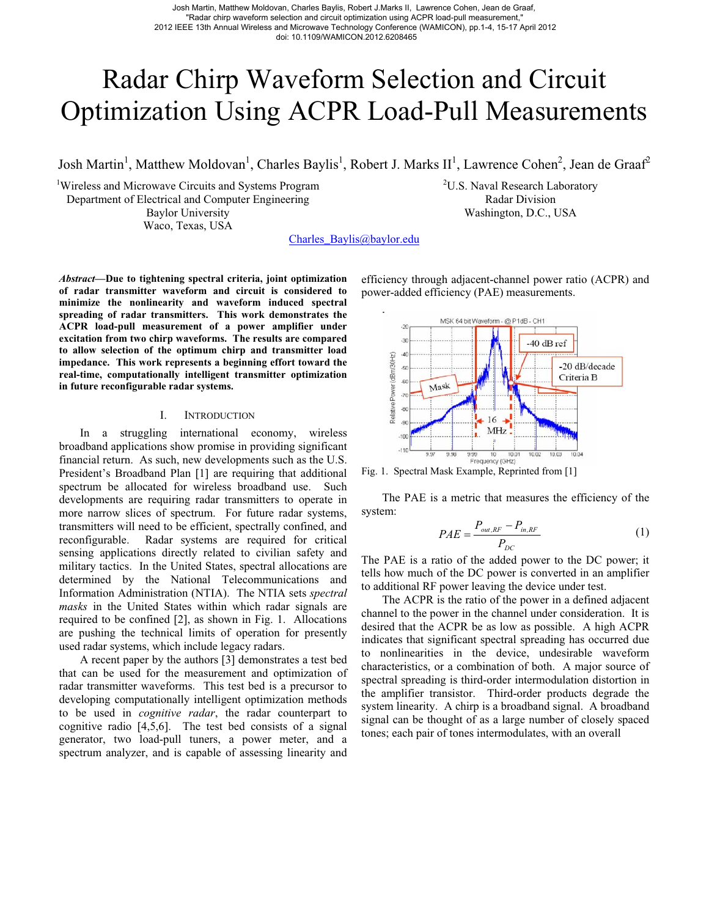Josh Martin, Matthew Moldovan, Charles Baylis, Robert J.Marks II, Lawrence Cohen, Jean de Graaf,
"Radar chirp waveform selection and circuit optimization using ACPR load-pull measurement,"
2012 IEEE 13th Annual Wireless and Microwave Technology Conference (WAMICON), pp.1-4, 15-17 April 2012
doi: 10.1109/WAMICON.2012.6208465

# Radar Chirp Waveform Selection and Circuit Optimization Using ACPR Load-Pull Measurements

Josh Martin[1], Matthew Moldovan[1], Charles Baylis[1], Robert J. Marks II[1], Lawrence Cohen[2], Jean de Graaf[2]

[1]Wireless and Microwave Circuits and Systems Program
Department of Electrical and Computer Engineering
Baylor University
Waco, Texas, USA

[2]U.S. Naval Research Laboratory
Radar Division
Washington, D.C., USA

Charles_Baylis@baylor.edu

***Abstract*—Due to tightening spectral criteria, joint optimization of radar transmitter waveform and circuit is considered to minimize the nonlinearity and waveform induced spectral spreading of radar transmitters. This work demonstrates the ACPR load-pull measurement of a power amplifier under excitation from two chirp waveforms. The results are compared to allow selection of the optimum chirp and transmitter load impedance. This work represents a beginning effort toward the real-time, computationally intelligent transmitter optimization in future reconfigurable radar systems.**

## I. Introduction

In a struggling international economy, wireless broadband applications show promise in providing significant financial return. As such, new developments such as the U.S. President's Broadband Plan [1] are requiring that additional spectrum be allocated for wireless broadband use. Such developments are requiring radar transmitters to operate in more narrow slices of spectrum. For future radar systems, transmitters will need to be efficient, spectrally confined, and reconfigurable. Radar systems are required for critical sensing applications directly related to civilian safety and military tactics. In the United States, spectral allocations are determined by the National Telecommunications and Information Administration (NTIA). The NTIA sets *spectral masks* in the United States within which radar signals are required to be confined [2], as shown in Fig. 1. Allocations are pushing the technical limits of operation for presently used radar systems, which include legacy radars.

A recent paper by the authors [3] demonstrates a test bed that can be used for the measurement and optimization of radar transmitter waveforms. This test bed is a precursor to developing computationally intelligent optimization methods to be used in *cognitive radar*, the radar counterpart to cognitive radio [4,5,6]. The test bed consists of a signal generator, two load-pull tuners, a power meter, and a spectrum analyzer, and is capable of assessing linearity and efficiency through adjacent-channel power ratio (ACPR) and power-added efficiency (PAE) measurements.

Fig. 1. Spectral Mask Example, Reprinted from [1]

The PAE is a metric that measures the efficiency of the system:

$$PAE = \frac{P_{out,RF} - P_{in,RF}}{P_{DC}} \tag{1}$$

The PAE is a ratio of the added power to the DC power; it tells how much of the DC power is converted in an amplifier to additional RF power leaving the device under test.

The ACPR is the ratio of the power in a defined adjacent channel to the power in the channel under consideration. It is desired that the ACPR be as low as possible. A high ACPR indicates that significant spectral spreading has occurred due to nonlinearities in the device, undesirable waveform characteristics, or a combination of both. A major source of spectral spreading is third-order intermodulation distortion in the amplifier transistor. Third-order products degrade the system linearity. A chirp is a broadband signal. A broadband signal can be thought of as a large number of closely spaced tones; each pair of tones intermodulates, with an overall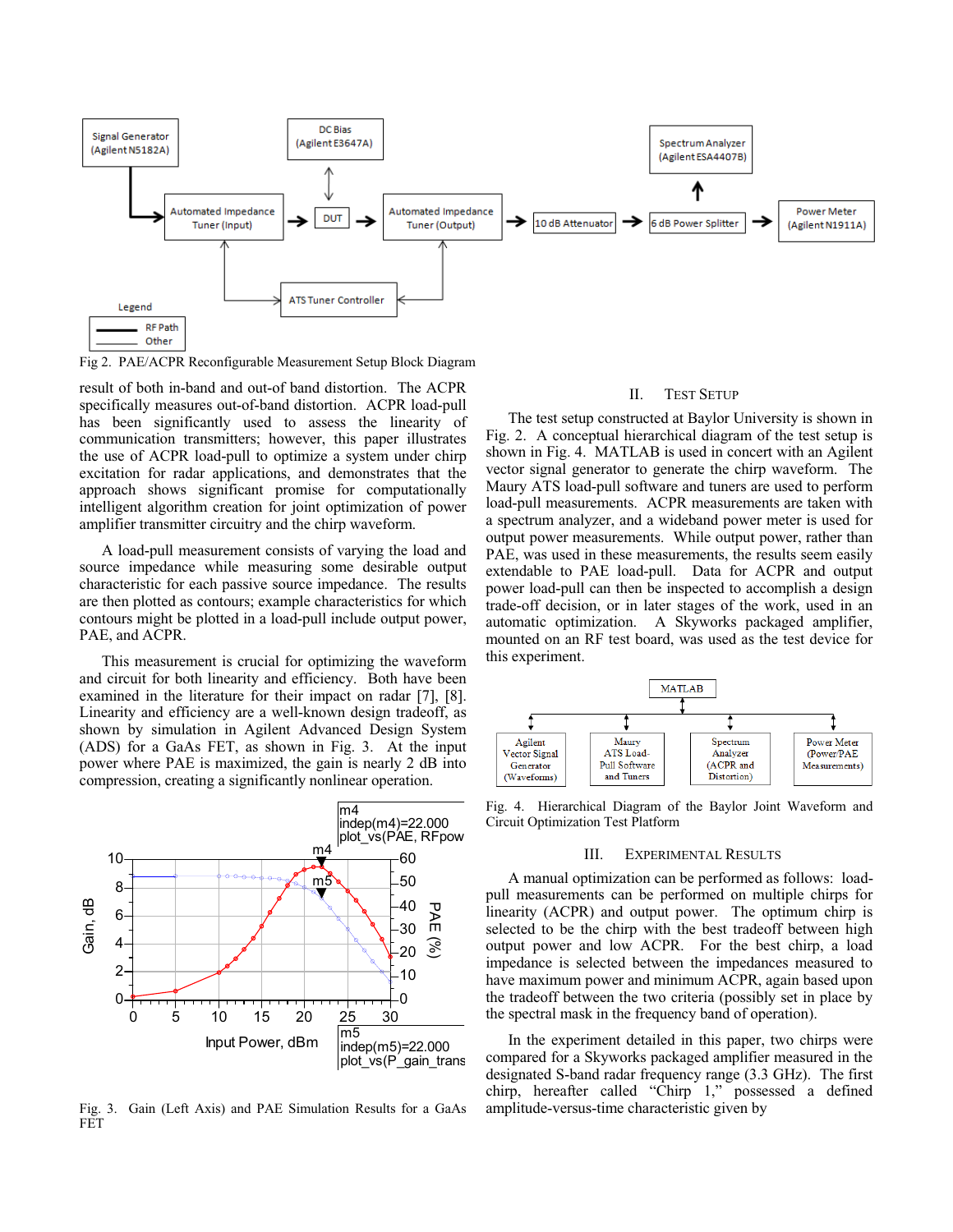Fig 2. PAE/ACPR Reconfigurable Measurement Setup Block Diagram

result of both in-band and out-of band distortion. The ACPR specifically measures out-of-band distortion. ACPR load-pull has been significantly used to assess the linearity of communication transmitters; however, this paper illustrates the use of ACPR load-pull to optimize a system under chirp excitation for radar applications, and demonstrates that the approach shows significant promise for computationally intelligent algorithm creation for joint optimization of power amplifier transmitter circuitry and the chirp waveform.

A load-pull measurement consists of varying the load and source impedance while measuring some desirable output characteristic for each passive source impedance. The results are then plotted as contours; example characteristics for which contours might be plotted in a load-pull include output power, PAE, and ACPR.

This measurement is crucial for optimizing the waveform and circuit for both linearity and efficiency. Both have been examined in the literature for their impact on radar [7], [8]. Linearity and efficiency are a well-known design tradeoff, as shown by simulation in Agilent Advanced Design System (ADS) for a GaAs FET, as shown in Fig. 3. At the input power where PAE is maximized, the gain is nearly 2 dB into compression, creating a significantly nonlinear operation.

Fig. 3. Gain (Left Axis) and PAE Simulation Results for a GaAs FET

## II. Test Setup

The test setup constructed at Baylor University is shown in Fig. 2. A conceptual hierarchical diagram of the test setup is shown in Fig. 4. MATLAB is used in concert with an Agilent vector signal generator to generate the chirp waveform. The Maury ATS load-pull software and tuners are used to perform load-pull measurements. ACPR measurements are taken with a spectrum analyzer, and a wideband power meter is used for output power measurements. While output power, rather than PAE, was used in these measurements, the results seem easily extendable to PAE load-pull. Data for ACPR and output power load-pull can then be inspected to accomplish a design trade-off decision, or in later stages of the work, used in an automatic optimization. A Skyworks packaged amplifier, mounted on an RF test board, was used as the test device for this experiment.

Fig. 4. Hierarchical Diagram of the Baylor Joint Waveform and Circuit Optimization Test Platform

## III. Experimental Results

A manual optimization can be performed as follows: load-pull measurements can be performed on multiple chirps for linearity (ACPR) and output power. The optimum chirp is selected to be the chirp with the best tradeoff between high output power and low ACPR. For the best chirp, a load impedance is selected between the impedances measured to have maximum power and minimum ACPR, again based upon the tradeoff between the two criteria (possibly set in place by the spectral mask in the frequency band of operation).

In the experiment detailed in this paper, two chirps were compared for a Skyworks packaged amplifier measured in the designated S-band radar frequency range (3.3 GHz). The first chirp, hereafter called "Chirp 1," possessed a defined amplitude-versus-time characteristic given by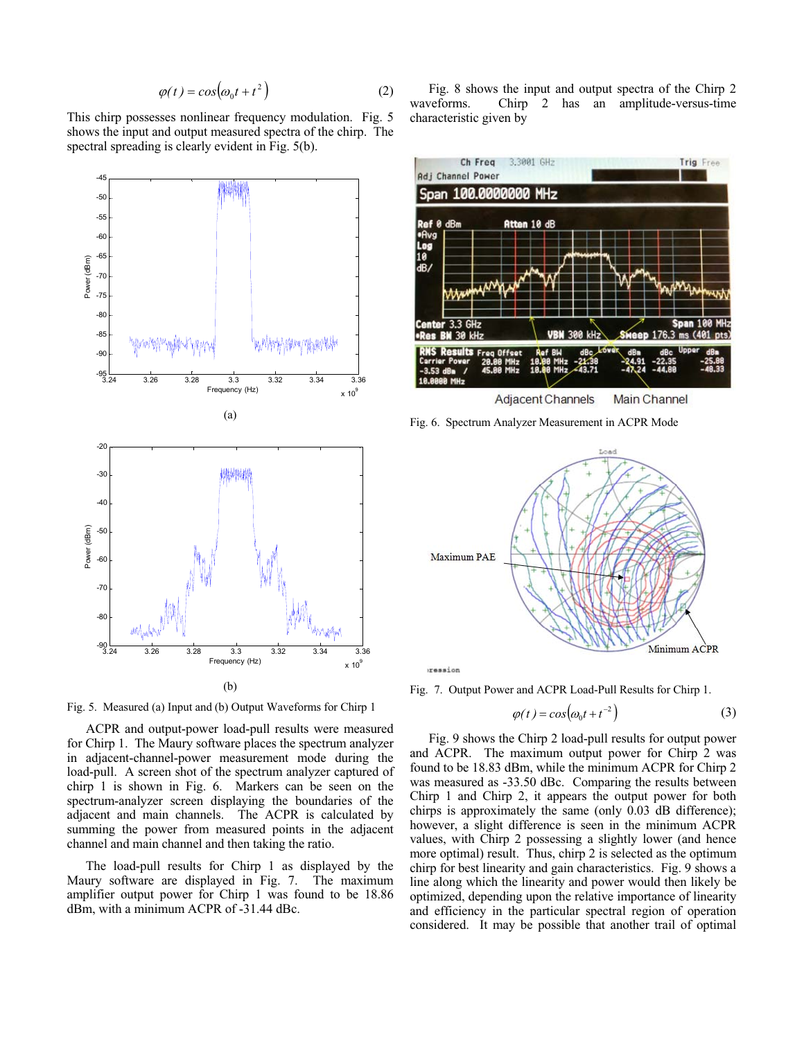$$\varphi(t) = cos\left(\omega_0 t + t^2\right) \quad (2)$$

This chirp possesses nonlinear frequency modulation. Fig. 5 shows the input and output measured spectra of the chirp. The spectral spreading is clearly evident in Fig. 5(b).

(a)

(b)

Fig. 5. Measured (a) Input and (b) Output Waveforms for Chirp 1

ACPR and output-power load-pull results were measured for Chirp 1. The Maury software places the spectrum analyzer in adjacent-channel-power measurement mode during the load-pull. A screen shot of the spectrum analyzer captured of chirp 1 is shown in Fig. 6. Markers can be seen on the spectrum-analyzer screen displaying the boundaries of the adjacent and main channels. The ACPR is calculated by summing the power from measured points in the adjacent channel and main channel and then taking the ratio.

The load-pull results for Chirp 1 as displayed by the Maury software are displayed in Fig. 7. The maximum amplifier output power for Chirp 1 was found to be 18.86 dBm, with a minimum ACPR of -31.44 dBc.

Fig. 8 shows the input and output spectra of the Chirp 2 waveforms. Chirp 2 has an amplitude-versus-time characteristic given by

Fig. 6. Spectrum Analyzer Measurement in ACPR Mode

Fig. 7. Output Power and ACPR Load-Pull Results for Chirp 1.

$$\varphi(t) = cos\left(\omega_0 t + t^{-2}\right) \quad (3)$$

Fig. 9 shows the Chirp 2 load-pull results for output power and ACPR. The maximum output power for Chirp 2 was found to be 18.83 dBm, while the minimum ACPR for Chirp 2 was measured as -33.50 dBc. Comparing the results between Chirp 1 and Chirp 2, it appears the output power for both chirps is approximately the same (only 0.03 dB difference); however, a slight difference is seen in the minimum ACPR values, with Chirp 2 possessing a slightly lower (and hence more optimal) result. Thus, chirp 2 is selected as the optimum chirp for best linearity and gain characteristics. Fig. 9 shows a line along which the linearity and power would then likely be optimized, depending upon the relative importance of linearity and efficiency in the particular spectral region of operation considered. It may be possible that another trail of optimal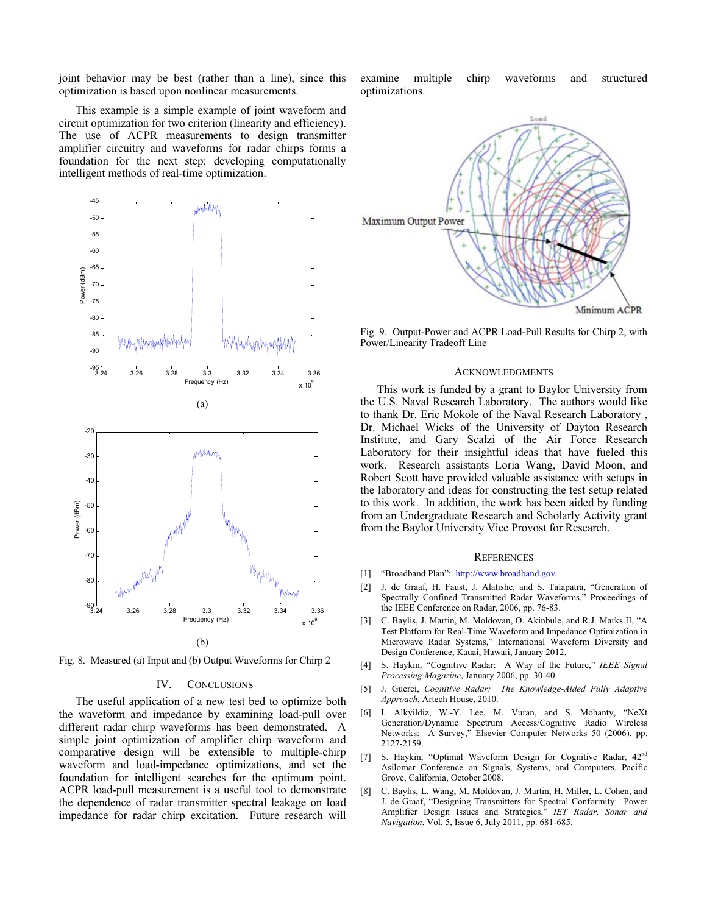joint behavior may be best (rather than a line), since this optimization is based upon nonlinear measurements.

This example is a simple example of joint waveform and circuit optimization for two criterion (linearity and efficiency). The use of ACPR measurements to design transmitter amplifier circuitry and waveforms for radar chirps forms a foundation for the next step: developing computationally intelligent methods of real-time optimization.

-45
-50
-55
-60
-65
-70
-75
-80
-85
-90
-95
Power (dBm)
3.24 3.26 3.28 3.3 3.32 3.34 3.36
Frequency (Hz)
x $10^9$

(a)

-20
-30
-40
-50
-60
-70
-80
-90
Power (dBm)
3.24 3.26 3.28 3.3 3.32 3.34 3.36
Frequency (Hz)
x $10^9$

(b)

Fig. 8. Measured (a) Input and (b) Output Waveforms for Chirp 2

## IV. Conclusions

The useful application of a new test bed to optimize both the waveform and impedance by examining load-pull over different radar chirp waveforms has been demonstrated. A simple joint optimization of amplifier chirp waveform and comparative design will be extensible to multiple-chirp waveform and load-impedance optimizations, and set the foundation for intelligent searches for the optimum point. ACPR load-pull measurement is a useful tool to demonstrate the dependence of radar transmitter spectral leakage on load impedance for radar chirp excitation. Future research will examine multiple chirp waveforms and structured optimizations.

Load
Maximum Output Power
Minimum ACPR

Fig. 9. Output-Power and ACPR Load-Pull Results for Chirp 2, with Power/Linearity Tradeoff Line

## Acknowledgments

This work is funded by a grant to Baylor University from the U.S. Naval Research Laboratory. The authors would like to thank Dr. Eric Mokole of the Naval Research Laboratory , Dr. Michael Wicks of the University of Dayton Research Institute, and Gary Scalzi of the Air Force Research Laboratory for their insightful ideas that have fueled this work. Research assistants Loria Wang, David Moon, and Robert Scott have provided valuable assistance with setups in the laboratory and ideas for constructing the test setup related to this work. In addition, the work has been aided by funding from an Undergraduate Research and Scholarly Activity grant from the Baylor University Vice Provost for Research.

## References

[1] "Broadband Plan": http://www.broadband.gov.

[2] J. de Graaf, H. Faust, J. Alatishe, and S. Talapatra, "Generation of Spectrally Confined Transmitted Radar Waveforms," Proceedings of the IEEE Conference on Radar, 2006, pp. 76-83.

[3] C. Baylis, J. Martin, M. Moldovan, O. Akinbule, and R.J. Marks II, "A Test Platform for Real-Time Waveform and Impedance Optimization in Microwave Radar Systems," International Waveform Diversity and Design Conference, Kauai, Hawaii, January 2012.

[4] S. Haykin, "Cognitive Radar: A Way of the Future," *IEEE Signal Processing Magazine*, January 2006, pp. 30-40.

[5] J. Guerci, *Cognitive Radar: The Knowledge-Aided Fully Adaptive Approach*, Artech House, 2010.

[6] I. Alkyildiz, W.-Y. Lee, M. Vuran, and S. Mohanty, "NeXt Generation/Dynamic Spectrum Access/Cognitive Radio Wireless Networks: A Survey," Elsevier Computer Networks 50 (2006), pp. 2127-2159.

[7] S. Haykin, "Optimal Waveform Design for Cognitive Radar, 42nd Asilomar Conference on Signals, Systems, and Computers, Pacific Grove, California, October 2008.

[8] C. Baylis, L. Wang, M. Moldovan, J. Martin, H. Miller, L. Cohen, and J. de Graaf, "Designing Transmitters for Spectral Conformity: Power Amplifier Design Issues and Strategies," *IET Radar, Sonar and Navigation*, Vol. 5, Issue 6, July 2011, pp. 681-685.